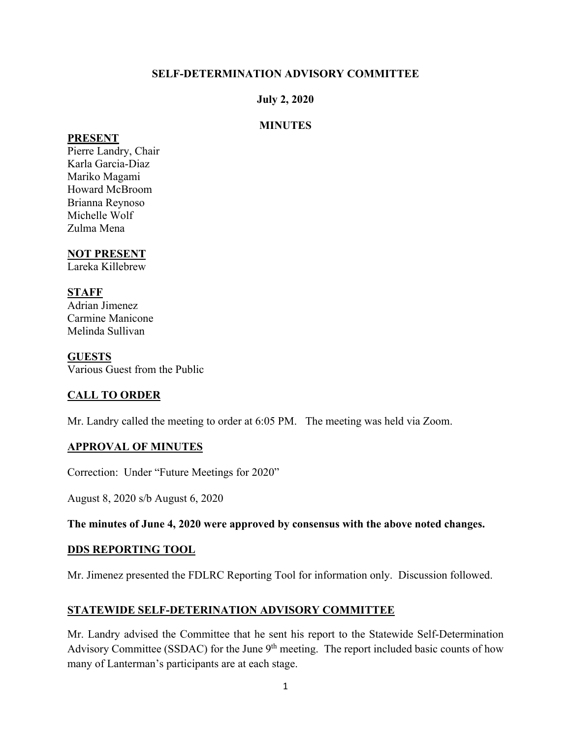**SELF-DETERMINATION ADVISORY COMMITTEE**

**July 2, 2020**

**MINUTES**

**PRESENT**

Pierre Landry, Chair
Karla Garcia-Diaz
Mariko Magami
Howard McBroom
Brianna Reynoso
Michelle Wolf
Zulma Mena

**NOT PRESENT**

Lareka Killebrew

**STAFF**

Adrian Jimenez
Carmine Manicone
Melinda Sullivan

**GUESTS**

Various Guest from the Public

**CALL TO ORDER**

Mr. Landry called the meeting to order at 6:05 PM. The meeting was held via Zoom.

**APPROVAL OF MINUTES**

Correction: Under "Future Meetings for 2020"

August 8, 2020 s/b August 6, 2020

**The minutes of June 4, 2020 were approved by consensus with the above noted changes.**

**DDS REPORTING TOOL**

Mr. Jimenez presented the FDLRC Reporting Tool for information only. Discussion followed.

**STATEWIDE SELF-DETERINATION ADVISORY COMMITTEE**

Mr. Landry advised the Committee that he sent his report to the Statewide Self-Determination Advisory Committee (SSDAC) for the June 9th meeting. The report included basic counts of how many of Lanterman's participants are at each stage.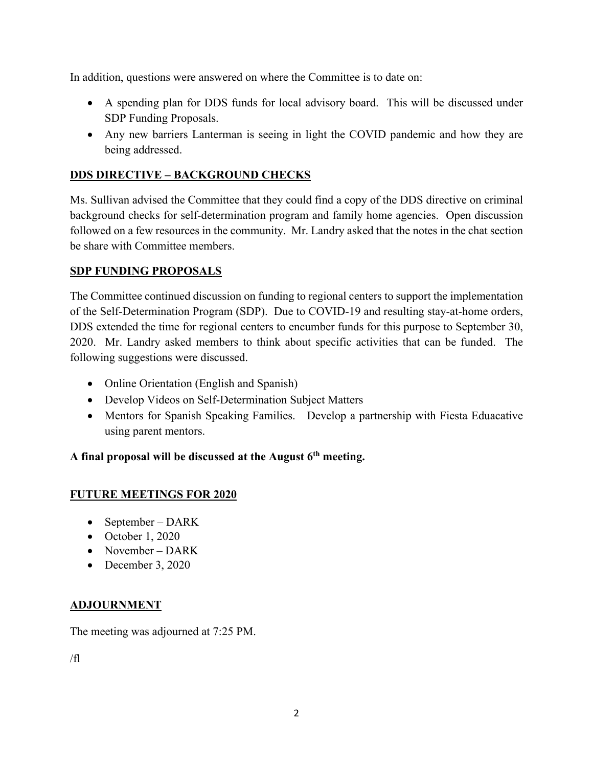In addition, questions were answered on where the Committee is to date on:

- A spending plan for DDS funds for local advisory board. This will be discussed under SDP Funding Proposals.
- Any new barriers Lanterman is seeing in light the COVID pandemic and how they are being addressed.

## DDS DIRECTIVE – BACKGROUND CHECKS

Ms. Sullivan advised the Committee that they could find a copy of the DDS directive on criminal background checks for self-determination program and family home agencies. Open discussion followed on a few resources in the community. Mr. Landry asked that the notes in the chat section be share with Committee members.

## SDP FUNDING PROPOSALS

The Committee continued discussion on funding to regional centers to support the implementation of the Self-Determination Program (SDP). Due to COVID-19 and resulting stay-at-home orders, DDS extended the time for regional centers to encumber funds for this purpose to September 30, 2020. Mr. Landry asked members to think about specific activities that can be funded. The following suggestions were discussed.

- Online Orientation (English and Spanish)
- Develop Videos on Self-Determination Subject Matters
- Mentors for Spanish Speaking Families. Develop a partnership with Fiesta Eduacative using parent mentors.

**A final proposal will be discussed at the August 6th meeting.**

## FUTURE MEETINGS FOR 2020

- September – DARK
- October 1, 2020
- November – DARK
- December 3, 2020

## ADJOURNMENT

The meeting was adjourned at 7:25 PM.

/fl